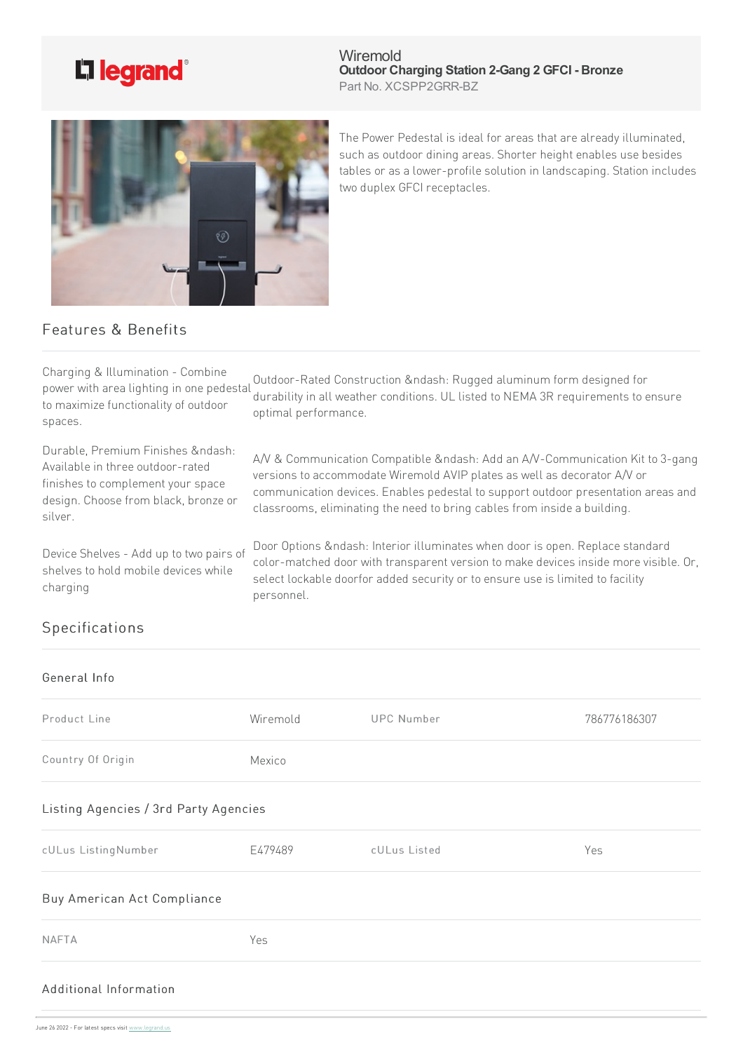legrand

Wiremold
**Outdoor Charging Station 2-Gang 2 GFCI - Bronze**
Part No. XCSPP2GRR-BZ

The Power Pedestal is ideal for areas that are already illuminated, such as outdoor dining areas. Shorter height enables use besides tables or as a lower-profile solution in landscaping. Station includes two duplex GFCI receptacles.

## Features & Benefits

Charging & Illumination - Combine power with area lighting in one pedestal to maximize functionality of outdoor spaces.

Outdoor-Rated Construction &ndash: Rugged aluminum form designed for durability in all weather conditions. UL listed to NEMA 3R requirements to ensure optimal performance.

Durable, Premium Finishes &ndash: Available in three outdoor-rated finishes to complement your space design. Choose from black, bronze or silver.

A/V & Communication Compatible &ndash: Add an A/V-Communication Kit to 3-gang versions to accommodate Wiremold AVIP plates as well as decorator A/V or communication devices. Enables pedestal to support outdoor presentation areas and classrooms, eliminating the need to bring cables from inside a building.

Device Shelves - Add up to two pairs of shelves to hold mobile devices while charging

Door Options &ndash: Interior illuminates when door is open. Replace standard color-matched door with transparent version to make devices inside more visible. Or, select lockable doorfor added security or to ensure use is limited to facility personnel.

## Specifications

### General Info

| Product Line | Wiremold | UPC Number | 786776186307 |
|---|---|---|---|
| Country Of Origin | Mexico | | |

### Listing Agencies / 3rd Party Agencies

| cULus ListingNumber | E479489 | cULus Listed | Yes |
|---|---|---|---|

### Buy American Act Compliance

| NAFTA | Yes |
|---|---|

### Additional Information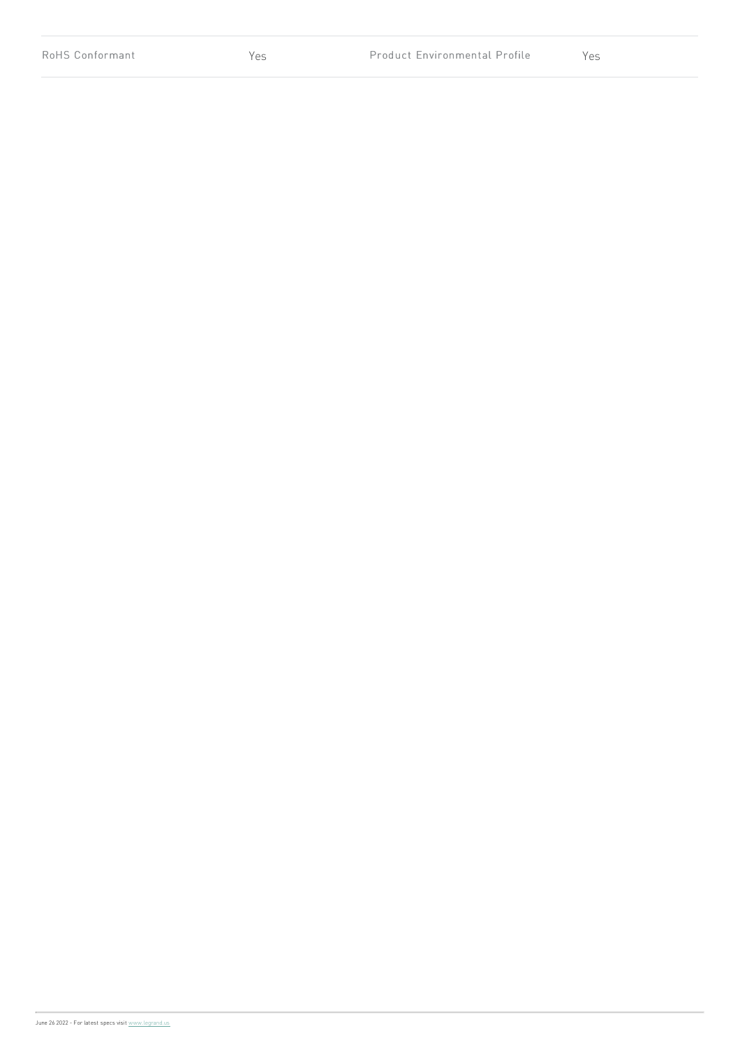| | | | |
|---|---|---|---|
| RoHS Conformant | Yes | Product Environmental Profile | Yes |